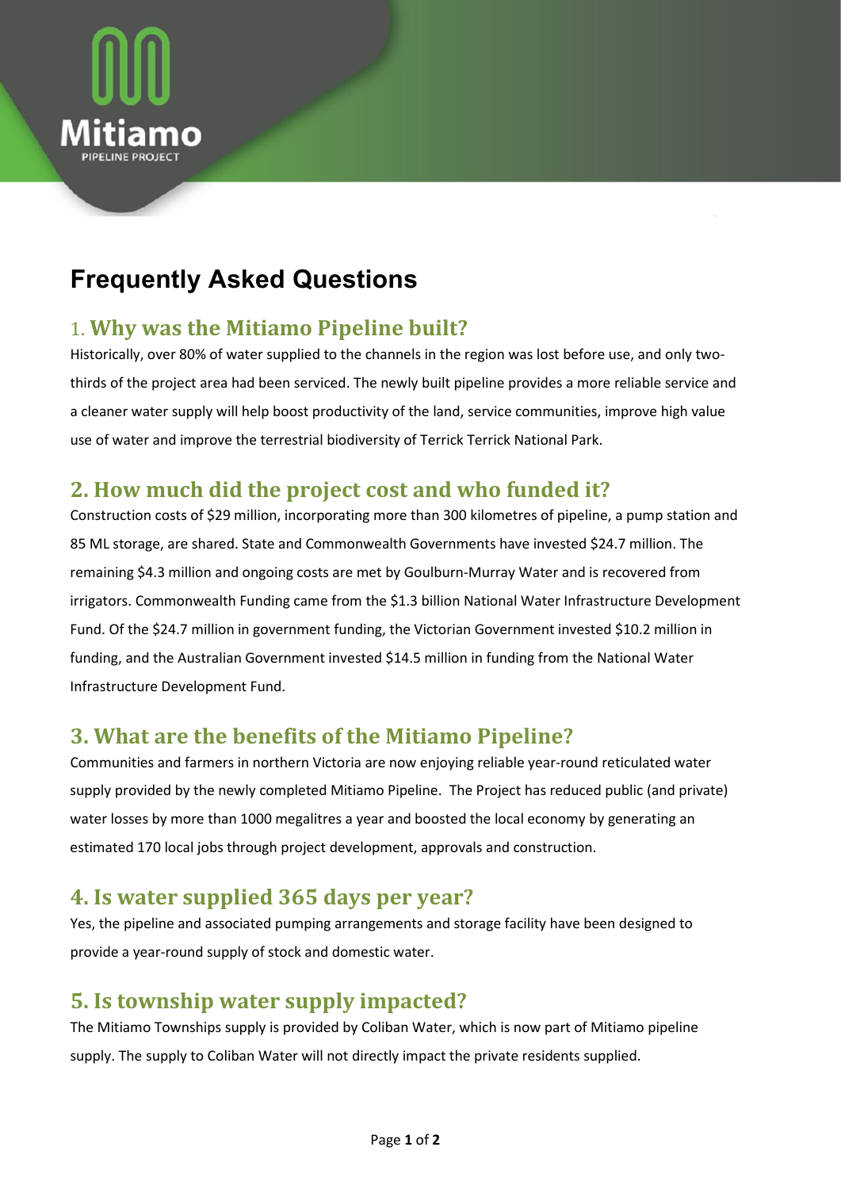Mitiamo

PIPELINE PROJECT

# Frequently Asked Questions

## 1. Why was the Mitiamo Pipeline built?

Historically, over 80% of water supplied to the channels in the region was lost before use, and only two-thirds of the project area had been serviced. The newly built pipeline provides a more reliable service and a cleaner water supply will help boost productivity of the land, service communities, improve high value use of water and improve the terrestrial biodiversity of Terrick Terrick National Park.

## 2. How much did the project cost and who funded it?

Construction costs of $29 million, incorporating more than 300 kilometres of pipeline, a pump station and 85 ML storage, are shared. State and Commonwealth Governments have invested $24.7 million. The remaining $4.3 million and ongoing costs are met by Goulburn-Murray Water and is recovered from irrigators. Commonwealth Funding came from the $1.3 billion National Water Infrastructure Development Fund. Of the $24.7 million in government funding, the Victorian Government invested $10.2 million in funding, and the Australian Government invested $14.5 million in funding from the National Water Infrastructure Development Fund.

## 3. What are the benefits of the Mitiamo Pipeline?

Communities and farmers in northern Victoria are now enjoying reliable year-round reticulated water supply provided by the newly completed Mitiamo Pipeline. The Project has reduced public (and private) water losses by more than 1000 megalitres a year and boosted the local economy by generating an estimated 170 local jobs through project development, approvals and construction.

## 4. Is water supplied 365 days per year?

Yes, the pipeline and associated pumping arrangements and storage facility have been designed to provide a year-round supply of stock and domestic water.

## 5. Is township water supply impacted?

The Mitiamo Townships supply is provided by Coliban Water, which is now part of Mitiamo pipeline supply. The supply to Coliban Water will not directly impact the private residents supplied.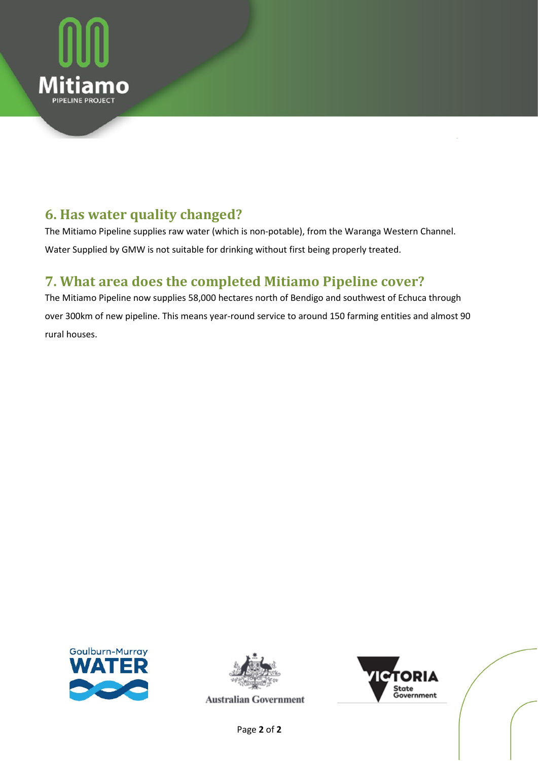## 6. Has water quality changed?

The Mitiamo Pipeline supplies raw water (which is non-potable), from the Waranga Western Channel. Water Supplied by GMW is not suitable for drinking without first being properly treated.

## 7. What area does the completed Mitiamo Pipeline cover?

The Mitiamo Pipeline now supplies 58,000 hectares north of Bendigo and southwest of Echuca through over 300km of new pipeline. This means year-round service to around 150 farming entities and almost 90 rural houses.